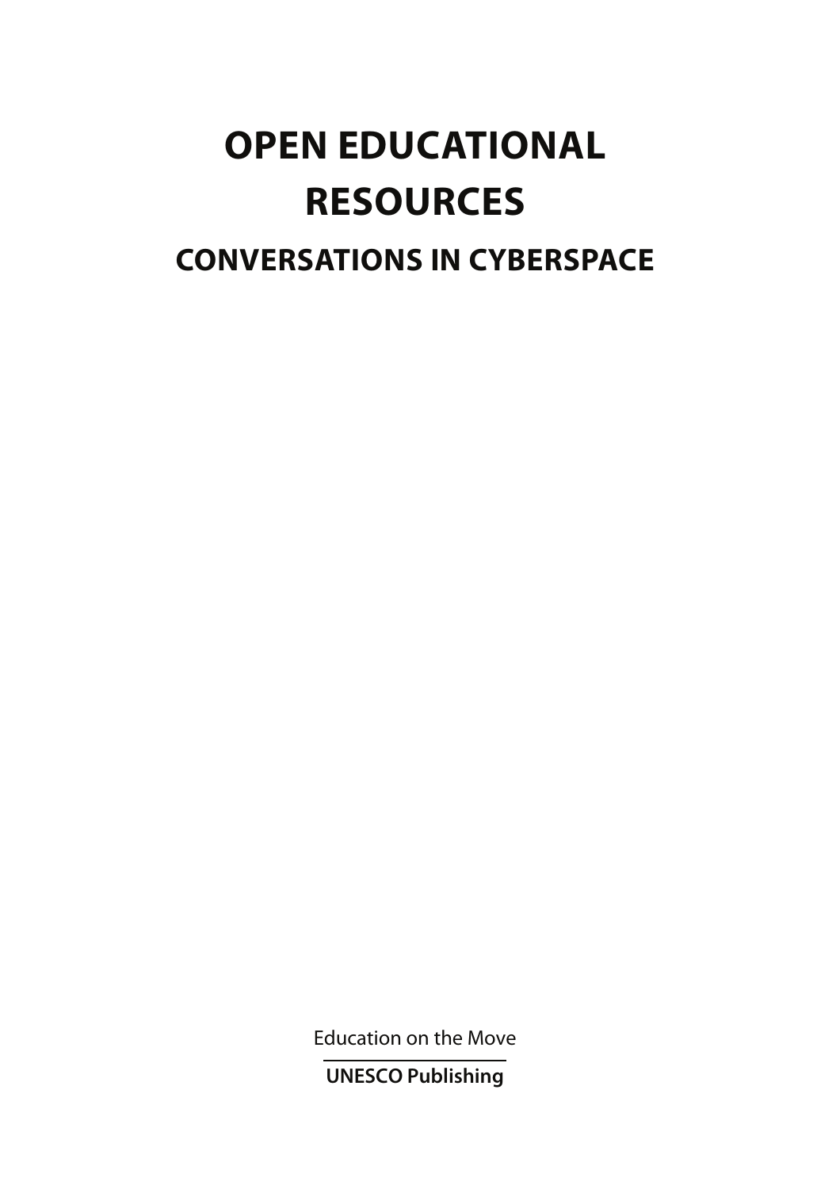# OPEN EDUCATIONAL RESOURCES

## CONVERSATIONS IN CYBERSPACE

Education on the Move

**UNESCO Publishing**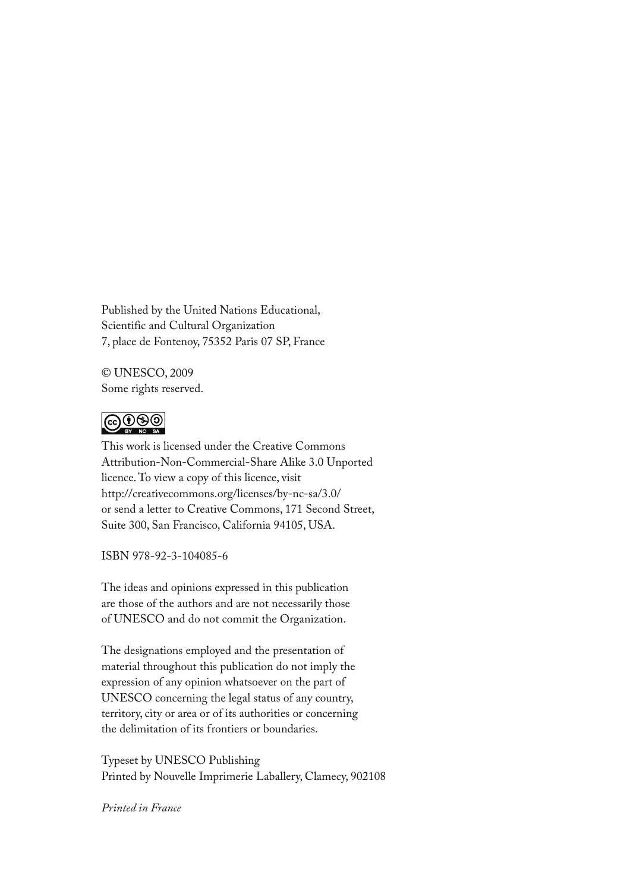Published by the United Nations Educational,
Scientific and Cultural Organization
7, place de Fontenoy, 75352 Paris 07 SP, France

© UNESCO, 2009
Some rights reserved.

This work is licensed under the Creative Commons Attribution-Non-Commercial-Share Alike 3.0 Unported licence. To view a copy of this licence, visit http://creativecommons.org/licenses/by-nc-sa/3.0/ or send a letter to Creative Commons, 171 Second Street, Suite 300, San Francisco, California 94105, USA.

ISBN 978-92-3-104085-6

The ideas and opinions expressed in this publication are those of the authors and are not necessarily those of UNESCO and do not commit the Organization.

The designations employed and the presentation of material throughout this publication do not imply the expression of any opinion whatsoever on the part of UNESCO concerning the legal status of any country, territory, city or area or of its authorities or concerning the delimitation of its frontiers or boundaries.

Typeset by UNESCO Publishing
Printed by Nouvelle Imprimerie Laballery, Clamecy, 902108

*Printed in France*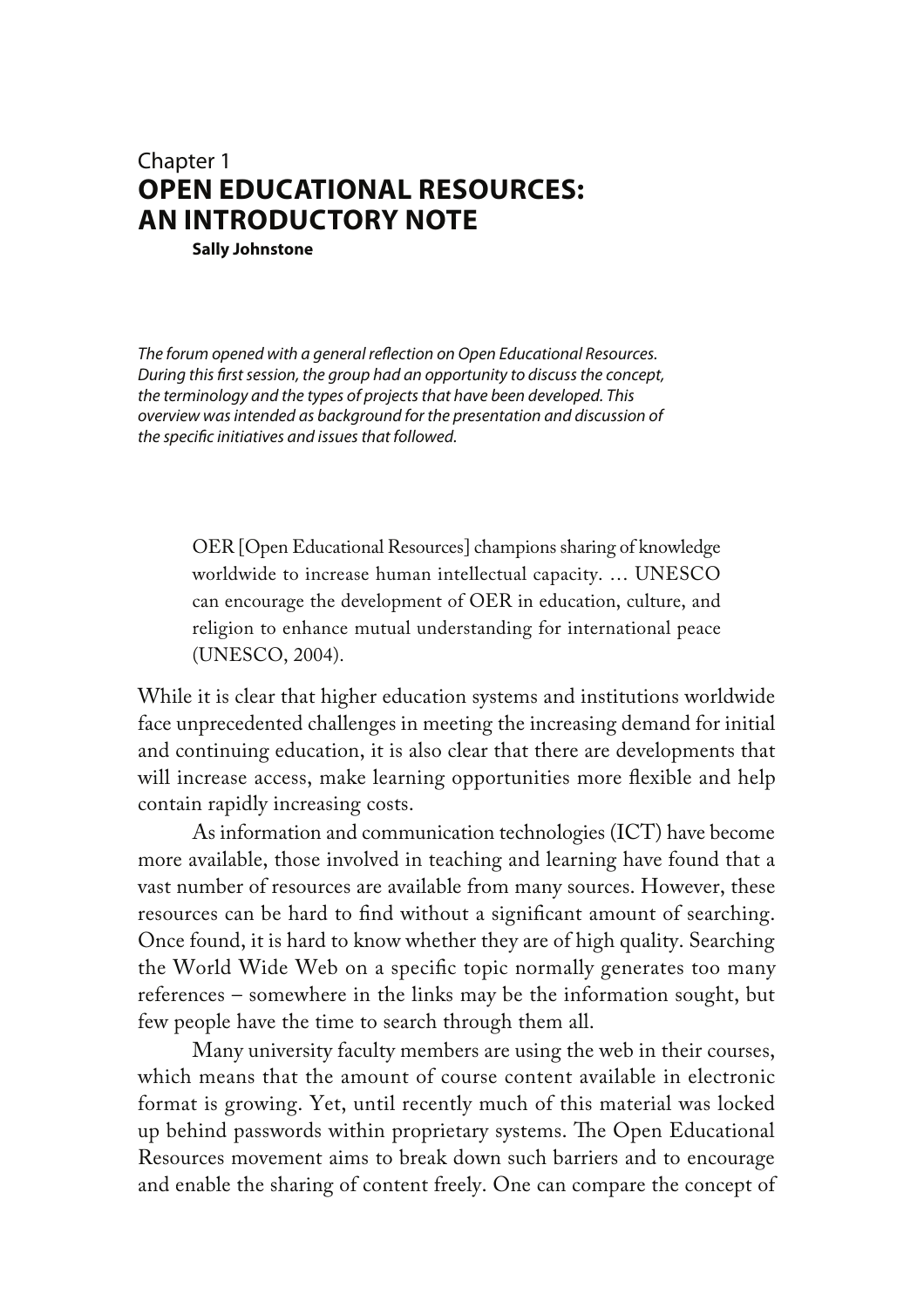Chapter 1

# OPEN EDUCATIONAL RESOURCES: AN INTRODUCTORY NOTE

**Sally Johnstone**

*The forum opened with a general reflection on Open Educational Resources. During this first session, the group had an opportunity to discuss the concept, the terminology and the types of projects that have been developed. This overview was intended as background for the presentation and discussion of the specific initiatives and issues that followed.*

> OER [Open Educational Resources] champions sharing of knowledge worldwide to increase human intellectual capacity. … UNESCO can encourage the development of OER in education, culture, and religion to enhance mutual understanding for international peace (UNESCO, 2004).

While it is clear that higher education systems and institutions worldwide face unprecedented challenges in meeting the increasing demand for initial and continuing education, it is also clear that there are developments that will increase access, make learning opportunities more flexible and help contain rapidly increasing costs.

As information and communication technologies (ICT) have become more available, those involved in teaching and learning have found that a vast number of resources are available from many sources. However, these resources can be hard to find without a significant amount of searching. Once found, it is hard to know whether they are of high quality. Searching the World Wide Web on a specific topic normally generates too many references – somewhere in the links may be the information sought, but few people have the time to search through them all.

Many university faculty members are using the web in their courses, which means that the amount of course content available in electronic format is growing. Yet, until recently much of this material was locked up behind passwords within proprietary systems. The Open Educational Resources movement aims to break down such barriers and to encourage and enable the sharing of content freely. One can compare the concept of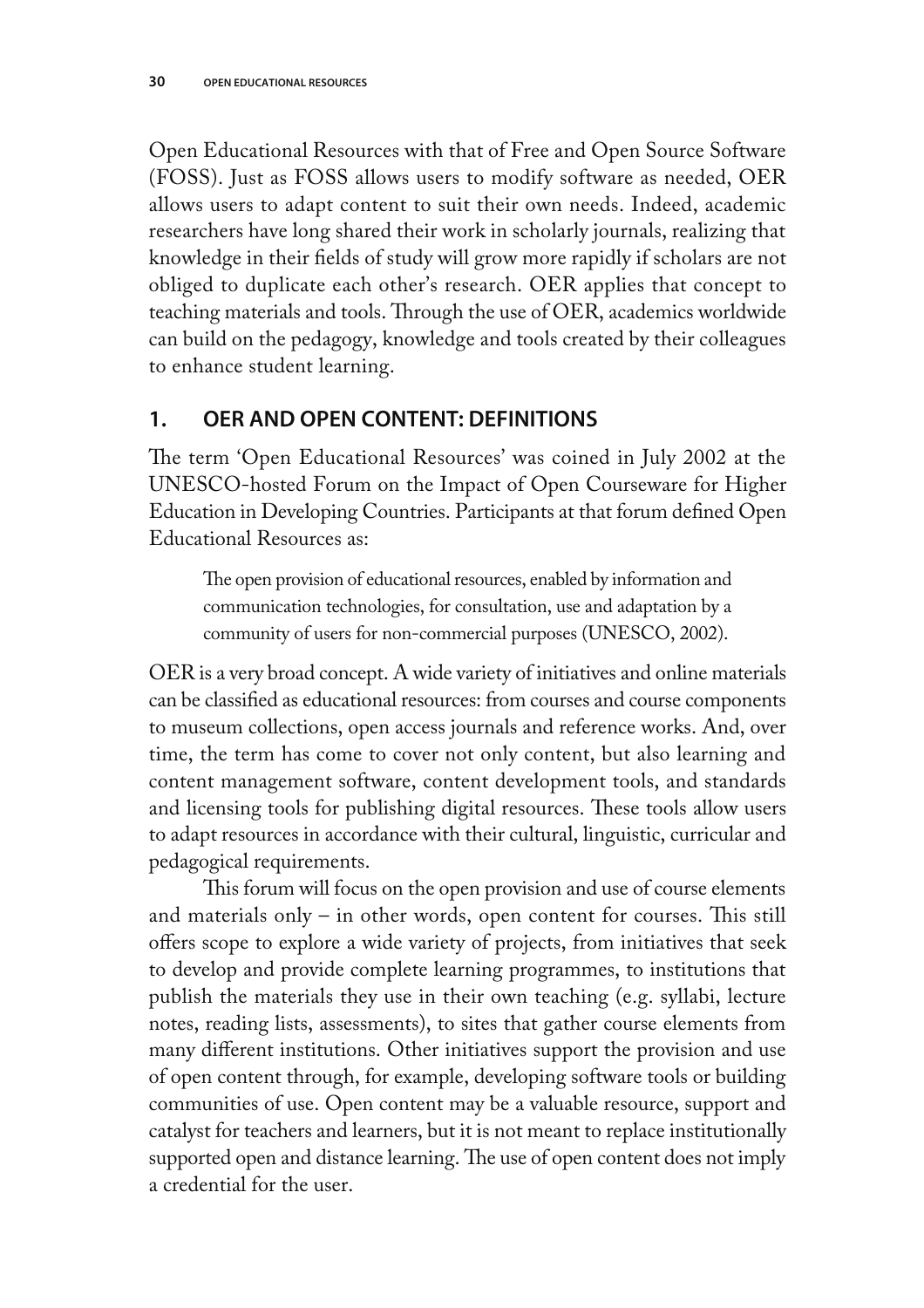Open Educational Resources with that of Free and Open Source Software (FOSS). Just as FOSS allows users to modify software as needed, OER allows users to adapt content to suit their own needs. Indeed, academic researchers have long shared their work in scholarly journals, realizing that knowledge in their fields of study will grow more rapidly if scholars are not obliged to duplicate each other's research. OER applies that concept to teaching materials and tools. Through the use of OER, academics worldwide can build on the pedagogy, knowledge and tools created by their colleagues to enhance student learning.

## 1. OER AND OPEN CONTENT: DEFINITIONS

The term 'Open Educational Resources' was coined in July 2002 at the UNESCO-hosted Forum on the Impact of Open Courseware for Higher Education in Developing Countries. Participants at that forum defined Open Educational Resources as:

> The open provision of educational resources, enabled by information and communication technologies, for consultation, use and adaptation by a community of users for non-commercial purposes (UNESCO, 2002).

OER is a very broad concept. A wide variety of initiatives and online materials can be classified as educational resources: from courses and course components to museum collections, open access journals and reference works. And, over time, the term has come to cover not only content, but also learning and content management software, content development tools, and standards and licensing tools for publishing digital resources. These tools allow users to adapt resources in accordance with their cultural, linguistic, curricular and pedagogical requirements.

This forum will focus on the open provision and use of course elements and materials only – in other words, open content for courses. This still offers scope to explore a wide variety of projects, from initiatives that seek to develop and provide complete learning programmes, to institutions that publish the materials they use in their own teaching (e.g. syllabi, lecture notes, reading lists, assessments), to sites that gather course elements from many different institutions. Other initiatives support the provision and use of open content through, for example, developing software tools or building communities of use. Open content may be a valuable resource, support and catalyst for teachers and learners, but it is not meant to replace institutionally supported open and distance learning. The use of open content does not imply a credential for the user.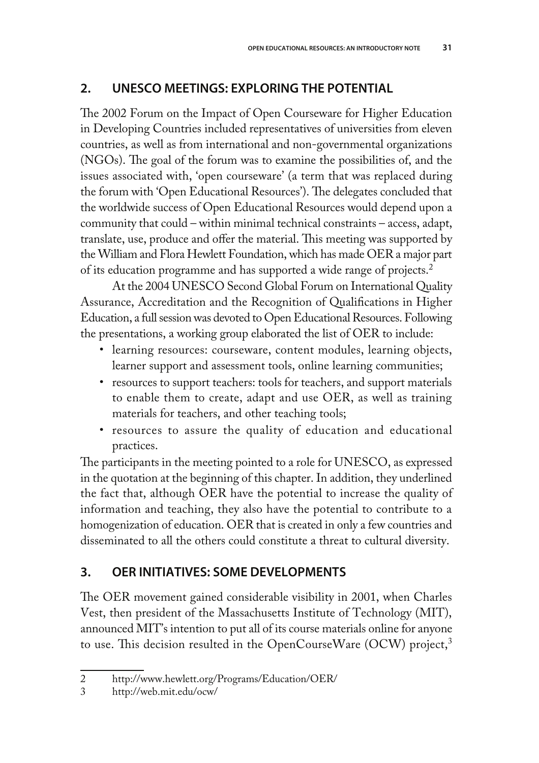## 2. UNESCO MEETINGS: EXPLORING THE POTENTIAL

The 2002 Forum on the Impact of Open Courseware for Higher Education in Developing Countries included representatives of universities from eleven countries, as well as from international and non-governmental organizations (NGOs). The goal of the forum was to examine the possibilities of, and the issues associated with, 'open courseware' (a term that was replaced during the forum with 'Open Educational Resources'). The delegates concluded that the worldwide success of Open Educational Resources would depend upon a community that could – within minimal technical constraints – access, adapt, translate, use, produce and offer the material. This meeting was supported by the William and Flora Hewlett Foundation, which has made OER a major part of its education programme and has supported a wide range of projects.[2]

At the 2004 UNESCO Second Global Forum on International Quality Assurance, Accreditation and the Recognition of Qualifications in Higher Education, a full session was devoted to Open Educational Resources. Following the presentations, a working group elaborated the list of OER to include:

- learning resources: courseware, content modules, learning objects, learner support and assessment tools, online learning communities;
- resources to support teachers: tools for teachers, and support materials to enable them to create, adapt and use OER, as well as training materials for teachers, and other teaching tools;
- resources to assure the quality of education and educational practices.

The participants in the meeting pointed to a role for UNESCO, as expressed in the quotation at the beginning of this chapter. In addition, they underlined the fact that, although OER have the potential to increase the quality of information and teaching, they also have the potential to contribute to a homogenization of education. OER that is created in only a few countries and disseminated to all the others could constitute a threat to cultural diversity.

## 3. OER INITIATIVES: SOME DEVELOPMENTS

The OER movement gained considerable visibility in 2001, when Charles Vest, then president of the Massachusetts Institute of Technology (MIT), announced MIT's intention to put all of its course materials online for anyone to use. This decision resulted in the OpenCourseWare (OCW) project,[3]

---

2 http://www.hewlett.org/Programs/Education/OER/

3 http://web.mit.edu/ocw/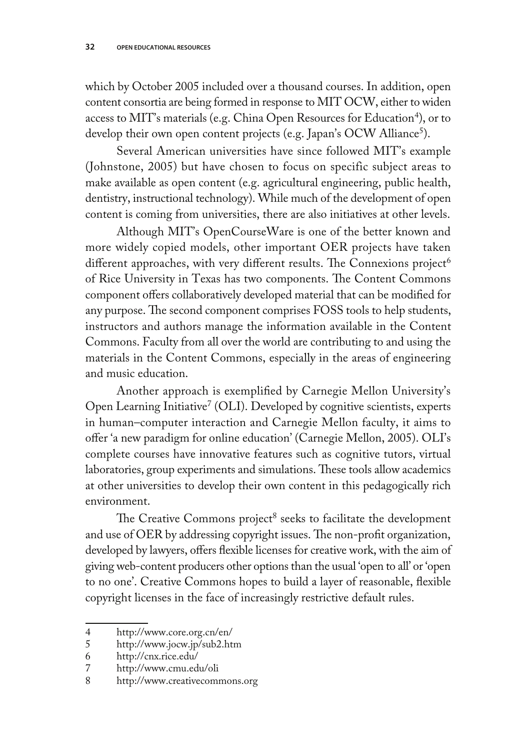which by October 2005 included over a thousand courses. In addition, open content consortia are being formed in response to MIT OCW, either to widen access to MIT's materials (e.g. China Open Resources for Education[4]), or to develop their own open content projects (e.g. Japan's OCW Alliance[5]).

Several American universities have since followed MIT's example (Johnstone, 2005) but have chosen to focus on specific subject areas to make available as open content (e.g. agricultural engineering, public health, dentistry, instructional technology). While much of the development of open content is coming from universities, there are also initiatives at other levels.

Although MIT's OpenCourseWare is one of the better known and more widely copied models, other important OER projects have taken different approaches, with very different results. The Connexions project[6] of Rice University in Texas has two components. The Content Commons component offers collaboratively developed material that can be modified for any purpose. The second component comprises FOSS tools to help students, instructors and authors manage the information available in the Content Commons. Faculty from all over the world are contributing to and using the materials in the Content Commons, especially in the areas of engineering and music education.

Another approach is exemplified by Carnegie Mellon University's Open Learning Initiative[7] (OLI). Developed by cognitive scientists, experts in human–computer interaction and Carnegie Mellon faculty, it aims to offer 'a new paradigm for online education' (Carnegie Mellon, 2005). OLI's complete courses have innovative features such as cognitive tutors, virtual laboratories, group experiments and simulations. These tools allow academics at other universities to develop their own content in this pedagogically rich environment.

The Creative Commons project[8] seeks to facilitate the development and use of OER by addressing copyright issues. The non-profit organization, developed by lawyers, offers flexible licenses for creative work, with the aim of giving web-content producers other options than the usual 'open to all' or 'open to no one'. Creative Commons hopes to build a layer of reasonable, flexible copyright licenses in the face of increasingly restrictive default rules.

---

4 http://www.core.org.cn/en/
5 http://www.jocw.jp/sub2.htm
6 http://cnx.rice.edu/
7 http://www.cmu.edu/oli
8 http://www.creativecommons.org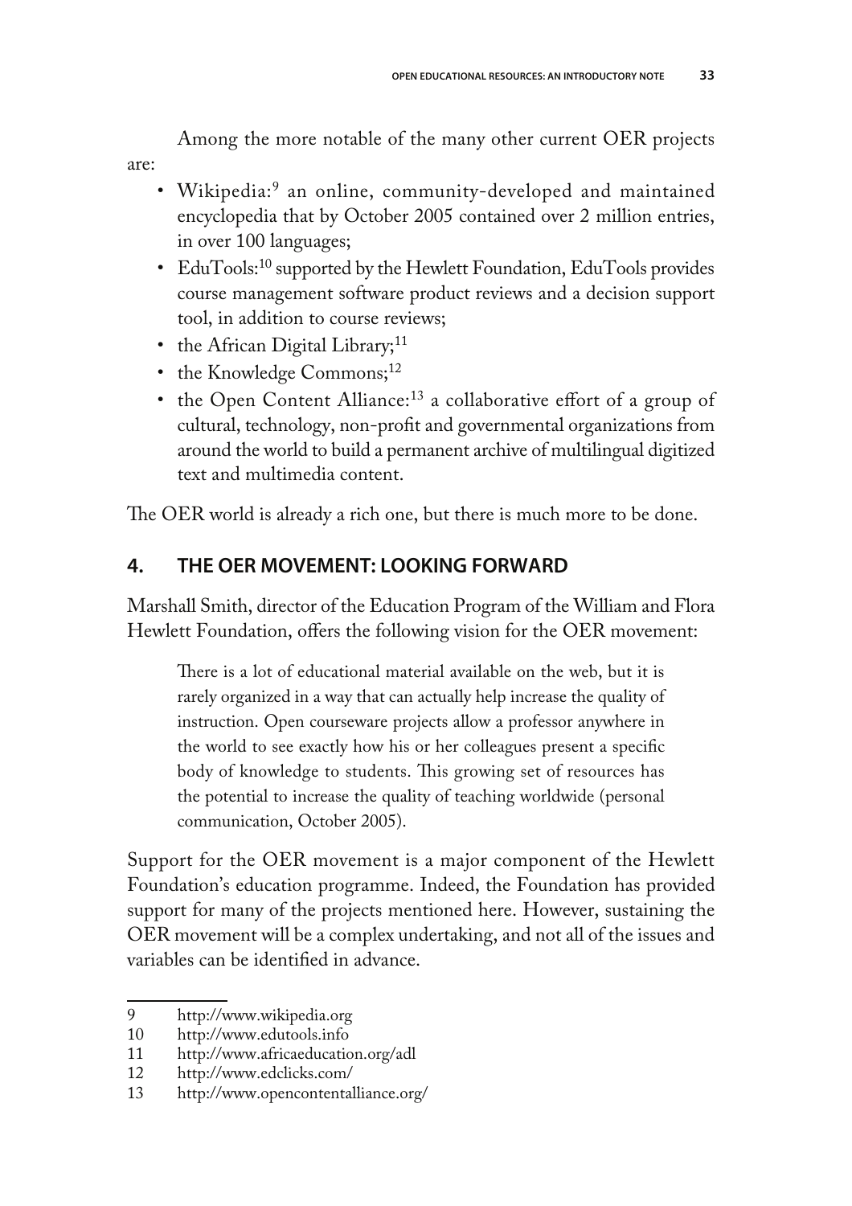Among the more notable of the many other current OER projects are:

- Wikipedia:[9] an online, community-developed and maintained encyclopedia that by October 2005 contained over 2 million entries, in over 100 languages;
- EduTools:[10] supported by the Hewlett Foundation, EduTools provides course management software product reviews and a decision support tool, in addition to course reviews;
- the African Digital Library;[11]
- the Knowledge Commons;[12]
- the Open Content Alliance:[13] a collaborative effort of a group of cultural, technology, non-profit and governmental organizations from around the world to build a permanent archive of multilingual digitized text and multimedia content.

The OER world is already a rich one, but there is much more to be done.

## 4. THE OER MOVEMENT: LOOKING FORWARD

Marshall Smith, director of the Education Program of the William and Flora Hewlett Foundation, offers the following vision for the OER movement:

> There is a lot of educational material available on the web, but it is rarely organized in a way that can actually help increase the quality of instruction. Open courseware projects allow a professor anywhere in the world to see exactly how his or her colleagues present a specific body of knowledge to students. This growing set of resources has the potential to increase the quality of teaching worldwide (personal communication, October 2005).

Support for the OER movement is a major component of the Hewlett Foundation's education programme. Indeed, the Foundation has provided support for many of the projects mentioned here. However, sustaining the OER movement will be a complex undertaking, and not all of the issues and variables can be identified in advance.

---

9 http://www.wikipedia.org
10 http://www.edutools.info
11 http://www.africaeducation.org/adl
12 http://www.edclicks.com/
13 http://www.opencontentalliance.org/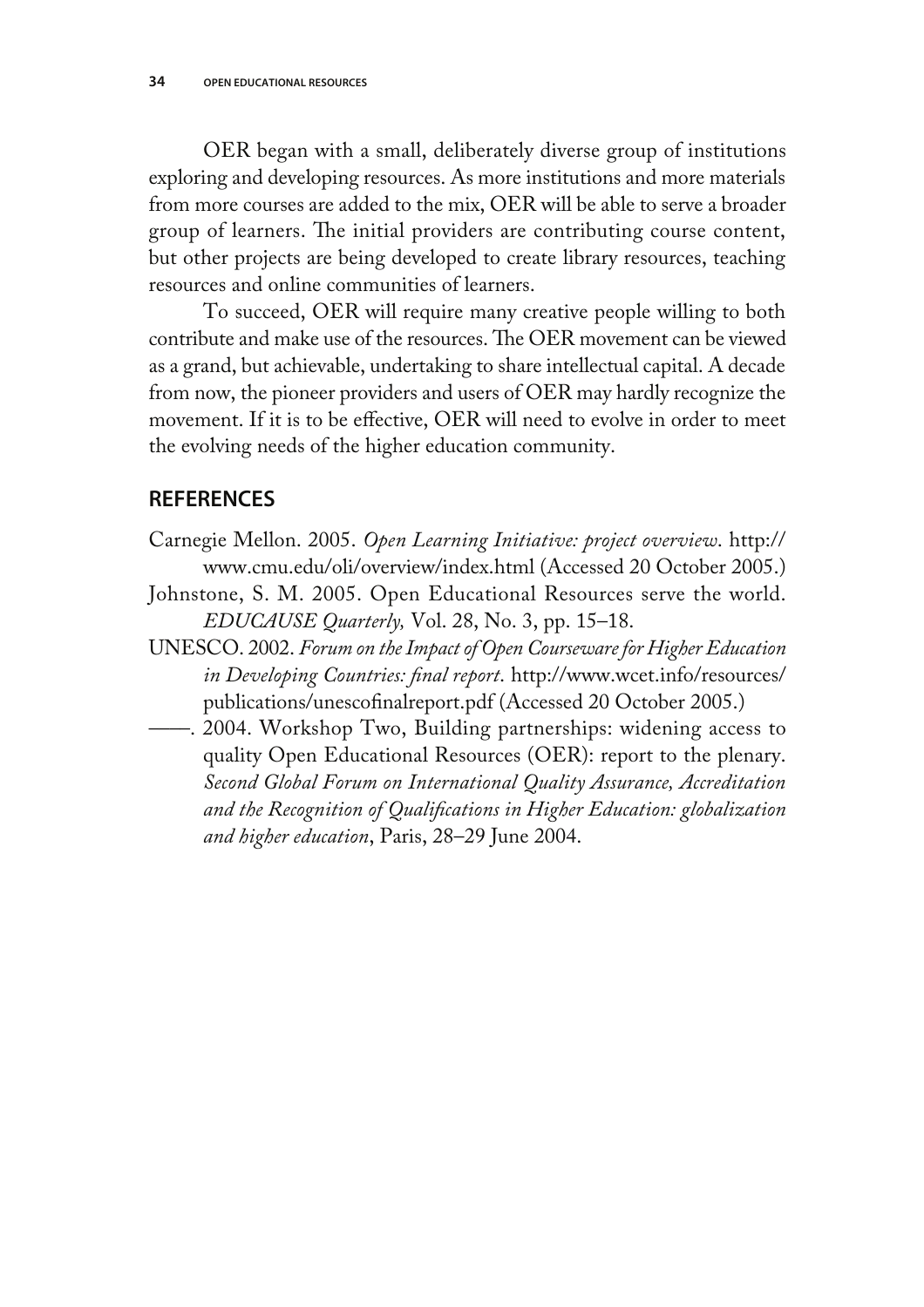OER began with a small, deliberately diverse group of institutions exploring and developing resources. As more institutions and more materials from more courses are added to the mix, OER will be able to serve a broader group of learners. The initial providers are contributing course content, but other projects are being developed to create library resources, teaching resources and online communities of learners.

To succeed, OER will require many creative people willing to both contribute and make use of the resources. The OER movement can be viewed as a grand, but achievable, undertaking to share intellectual capital. A decade from now, the pioneer providers and users of OER may hardly recognize the movement. If it is to be effective, OER will need to evolve in order to meet the evolving needs of the higher education community.

## REFERENCES

Carnegie Mellon. 2005. *Open Learning Initiative: project overview*. http://www.cmu.edu/oli/overview/index.html (Accessed 20 October 2005.)

Johnstone, S. M. 2005. Open Educational Resources serve the world. *EDUCAUSE Quarterly,* Vol. 28, No. 3, pp. 15–18.

UNESCO. 2002. *Forum on the Impact of Open Courseware for Higher Education in Developing Countries: final report*. http://www.wcet.info/resources/publications/unescofinalreport.pdf (Accessed 20 October 2005.)

——. 2004. Workshop Two, Building partnerships: widening access to quality Open Educational Resources (OER): report to the plenary. *Second Global Forum on International Quality Assurance, Accreditation and the Recognition of Qualifications in Higher Education: globalization and higher education*, Paris, 28–29 June 2004.